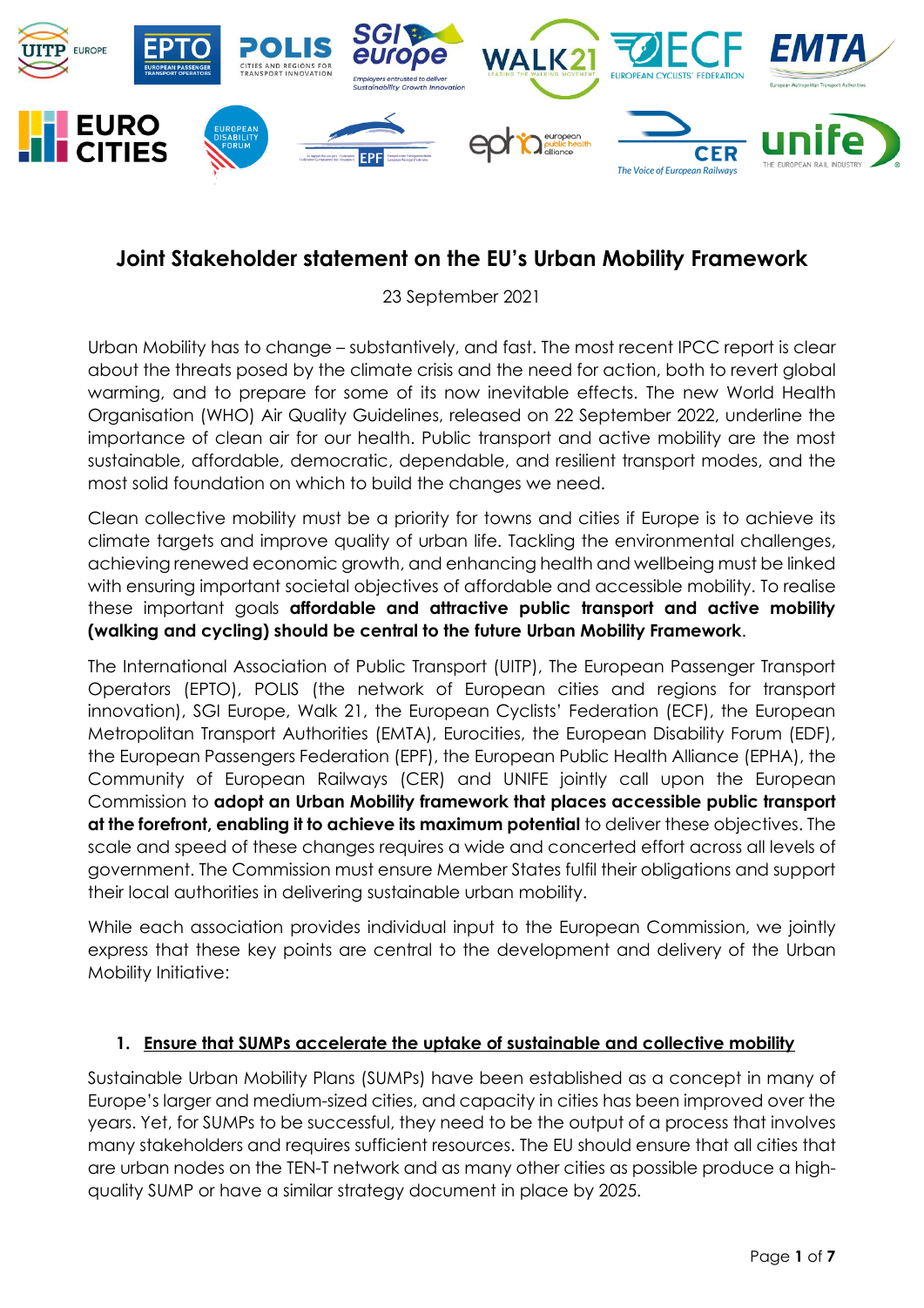# Joint Stakeholder statement on the EU's Urban Mobility Framework

23 September 2021

Urban Mobility has to change – substantively, and fast. The most recent IPCC report is clear about the threats posed by the climate crisis and the need for action, both to revert global warming, and to prepare for some of its now inevitable effects. The new World Health Organisation (WHO) Air Quality Guidelines, released on 22 September 2022, underline the importance of clean air for our health. Public transport and active mobility are the most sustainable, affordable, democratic, dependable, and resilient transport modes, and the most solid foundation on which to build the changes we need.

Clean collective mobility must be a priority for towns and cities if Europe is to achieve its climate targets and improve quality of urban life. Tackling the environmental challenges, achieving renewed economic growth, and enhancing health and wellbeing must be linked with ensuring important societal objectives of affordable and accessible mobility. To realise these important goals **affordable and attractive public transport and active mobility (walking and cycling) should be central to the future Urban Mobility Framework**.

The International Association of Public Transport (UITP), The European Passenger Transport Operators (EPTO), POLIS (the network of European cities and regions for transport innovation), SGI Europe, Walk 21, the European Cyclists' Federation (ECF), the European Metropolitan Transport Authorities (EMTA), Eurocities, the European Disability Forum (EDF), the European Passengers Federation (EPF), the European Public Health Alliance (EPHA), the Community of European Railways (CER) and UNIFE jointly call upon the European Commission to **adopt an Urban Mobility framework that places accessible public transport at the forefront, enabling it to achieve its maximum potential** to deliver these objectives. The scale and speed of these changes requires a wide and concerted effort across all levels of government. The Commission must ensure Member States fulfil their obligations and support their local authorities in delivering sustainable urban mobility.

While each association provides individual input to the European Commission, we jointly express that these key points are central to the development and delivery of the Urban Mobility Initiative:

## 1. Ensure that SUMPs accelerate the uptake of sustainable and collective mobility

Sustainable Urban Mobility Plans (SUMPs) have been established as a concept in many of Europe's larger and medium-sized cities, and capacity in cities has been improved over the years. Yet, for SUMPs to be successful, they need to be the output of a process that involves many stakeholders and requires sufficient resources. The EU should ensure that all cities that are urban nodes on the TEN-T network and as many other cities as possible produce a high-quality SUMP or have a similar strategy document in place by 2025.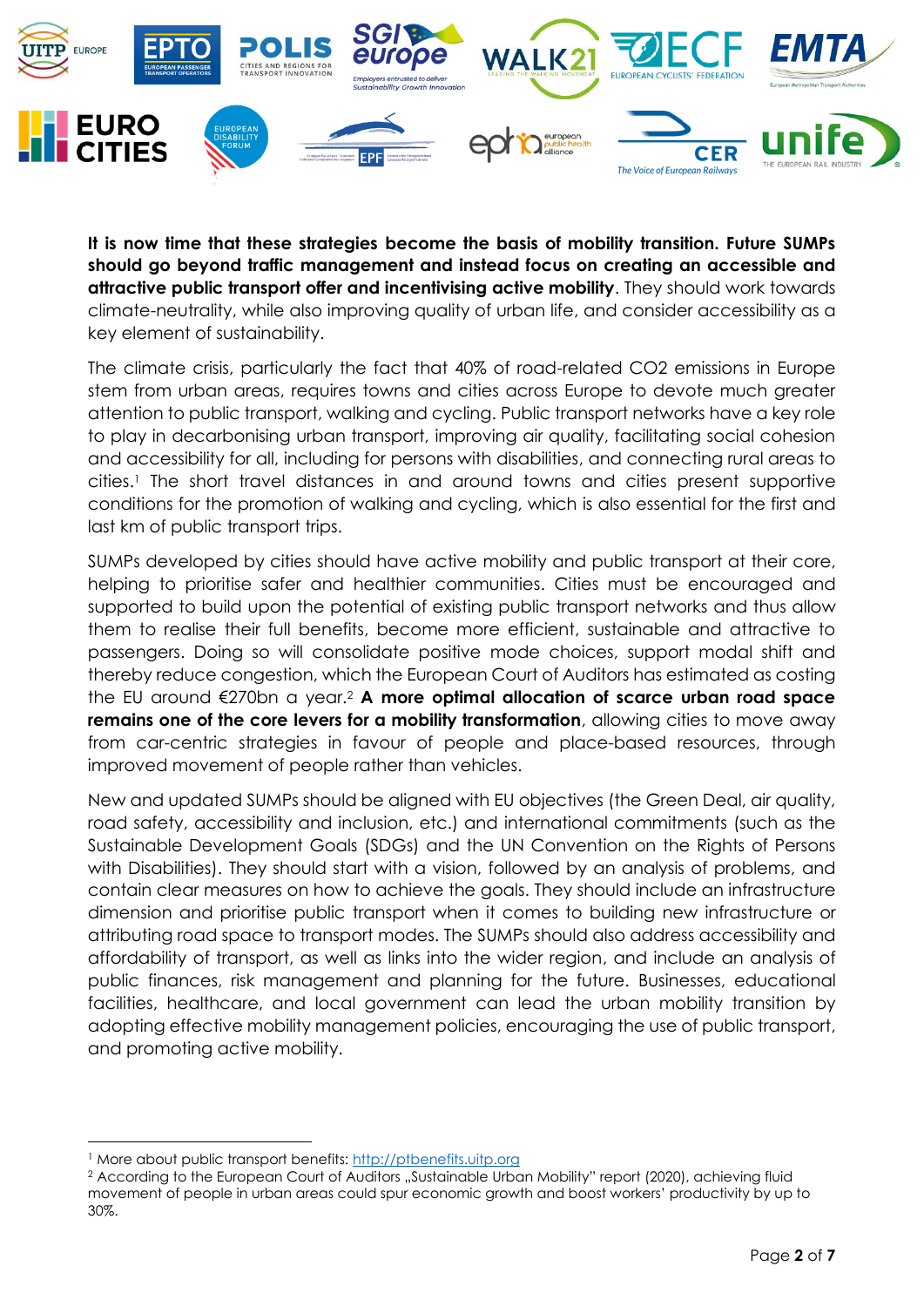**It is now time that these strategies become the basis of mobility transition. Future SUMPs should go beyond traffic management and instead focus on creating an accessible and attractive public transport offer and incentivising active mobility**. They should work towards climate-neutrality, while also improving quality of urban life, and consider accessibility as a key element of sustainability.

The climate crisis, particularly the fact that 40% of road-related $CO_2$ emissions in Europe stem from urban areas, requires towns and cities across Europe to devote much greater attention to public transport, walking and cycling. Public transport networks have a key role to play in decarbonising urban transport, improving air quality, facilitating social cohesion and accessibility for all, including for persons with disabilities, and connecting rural areas to cities.[1] The short travel distances in and around towns and cities present supportive conditions for the promotion of walking and cycling, which is also essential for the first and last km of public transport trips.

SUMPs developed by cities should have active mobility and public transport at their core, helping to prioritise safer and healthier communities. Cities must be encouraged and supported to build upon the potential of existing public transport networks and thus allow them to realise their full benefits, become more efficient, sustainable and attractive to passengers. Doing so will consolidate positive mode choices, support modal shift and thereby reduce congestion, which the European Court of Auditors has estimated as costing the EU around €270bn a year.[2] **A more optimal allocation of scarce urban road space remains one of the core levers for a mobility transformation**, allowing cities to move away from car-centric strategies in favour of people and place-based resources, through improved movement of people rather than vehicles.

New and updated SUMPs should be aligned with EU objectives (the Green Deal, air quality, road safety, accessibility and inclusion, etc.) and international commitments (such as the Sustainable Development Goals (SDGs) and the UN Convention on the Rights of Persons with Disabilities). They should start with a vision, followed by an analysis of problems, and contain clear measures on how to achieve the goals. They should include an infrastructure dimension and prioritise public transport when it comes to building new infrastructure or attributing road space to transport modes. The SUMPs should also address accessibility and affordability of transport, as well as links into the wider region, and include an analysis of public finances, risk management and planning for the future. Businesses, educational facilities, healthcare, and local government can lead the urban mobility transition by adopting effective mobility management policies, encouraging the use of public transport, and promoting active mobility.

---

[1] More about public transport benefits: http://ptbenefits.uitp.org

[2] According to the European Court of Auditors „Sustainable Urban Mobility" report (2020), achieving fluid movement of people in urban areas could spur economic growth and boost workers' productivity by up to 30%.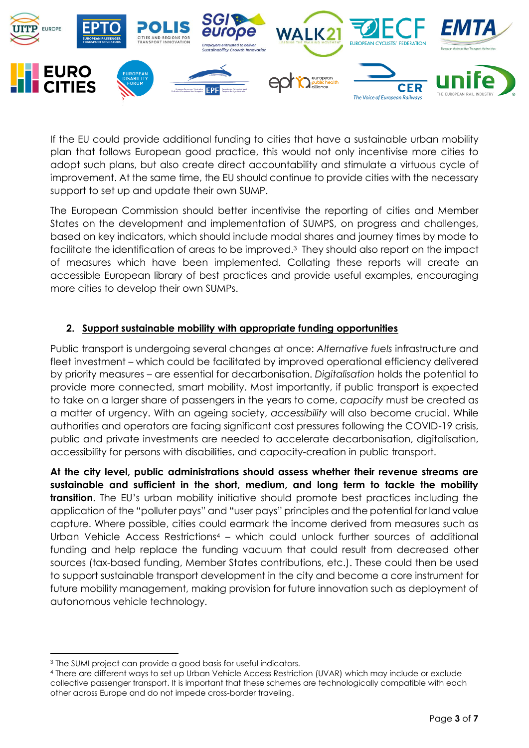If the EU could provide additional funding to cities that have a sustainable urban mobility plan that follows European good practice, this would not only incentivise more cities to adopt such plans, but also create direct accountability and stimulate a virtuous cycle of improvement. At the same time, the EU should continue to provide cities with the necessary support to set up and update their own SUMP.

The European Commission should better incentivise the reporting of cities and Member States on the development and implementation of SUMPS, on progress and challenges, based on key indicators, which should include modal shares and journey times by mode to facilitate the identification of areas to be improved.[3] They should also report on the impact of measures which have been implemented. Collating these reports will create an accessible European library of best practices and provide useful examples, encouraging more cities to develop their own SUMPs.

## 2. Support sustainable mobility with appropriate funding opportunities

Public transport is undergoing several changes at once: *Alternative fuels* infrastructure and fleet investment – which could be facilitated by improved operational efficiency delivered by priority measures – are essential for decarbonisation. *Digitalisation* holds the potential to provide more connected, smart mobility. Most importantly, if public transport is expected to take on a larger share of passengers in the years to come, *capacity* must be created as a matter of urgency. With an ageing society, *accessibility* will also become crucial. While authorities and operators are facing significant cost pressures following the COVID-19 crisis, public and private investments are needed to accelerate decarbonisation, digitalisation, accessibility for persons with disabilities, and capacity-creation in public transport.

**At the city level, public administrations should assess whether their revenue streams are sustainable and sufficient in the short, medium, and long term to tackle the mobility transition**. The EU's urban mobility initiative should promote best practices including the application of the "polluter pays" and "user pays" principles and the potential for land value capture. Where possible, cities could earmark the income derived from measures such as Urban Vehicle Access Restrictions[4] – which could unlock further sources of additional funding and help replace the funding vacuum that could result from decreased other sources (tax-based funding, Member States contributions, etc.). These could then be used to support sustainable transport development in the city and become a core instrument for future mobility management, making provision for future innovation such as deployment of autonomous vehicle technology.

---

[3] The SUMI project can provide a good basis for useful indicators.

[4] There are different ways to set up Urban Vehicle Access Restriction (UVAR) which may include or exclude collective passenger transport. It is important that these schemes are technologically compatible with each other across Europe and do not impede cross-border traveling.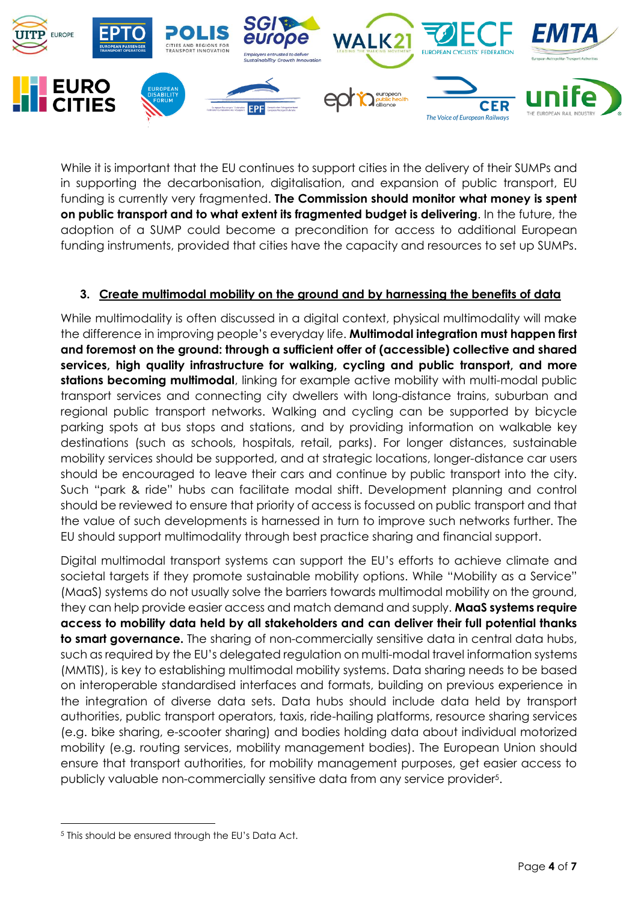While it is important that the EU continues to support cities in the delivery of their SUMPs and in supporting the decarbonisation, digitalisation, and expansion of public transport, EU funding is currently very fragmented. **The Commission should monitor what money is spent on public transport and to what extent its fragmented budget is delivering**. In the future, the adoption of a SUMP could become a precondition for access to additional European funding instruments, provided that cities have the capacity and resources to set up SUMPs.

### 3. Create multimodal mobility on the ground and by harnessing the benefits of data

While multimodality is often discussed in a digital context, physical multimodality will make the difference in improving people's everyday life. **Multimodal integration must happen first and foremost on the ground: through a sufficient offer of (accessible) collective and shared services, high quality infrastructure for walking, cycling and public transport, and more stations becoming multimodal**, linking for example active mobility with multi-modal public transport services and connecting city dwellers with long-distance trains, suburban and regional public transport networks. Walking and cycling can be supported by bicycle parking spots at bus stops and stations, and by providing information on walkable key destinations (such as schools, hospitals, retail, parks). For longer distances, sustainable mobility services should be supported, and at strategic locations, longer-distance car users should be encouraged to leave their cars and continue by public transport into the city. Such "park & ride" hubs can facilitate modal shift. Development planning and control should be reviewed to ensure that priority of access is focussed on public transport and that the value of such developments is harnessed in turn to improve such networks further. The EU should support multimodality through best practice sharing and financial support.

Digital multimodal transport systems can support the EU's efforts to achieve climate and societal targets if they promote sustainable mobility options. While "Mobility as a Service" (MaaS) systems do not usually solve the barriers towards multimodal mobility on the ground, they can help provide easier access and match demand and supply. **MaaS systems require access to mobility data held by all stakeholders and can deliver their full potential thanks to smart governance.** The sharing of non-commercially sensitive data in central data hubs, such as required by the EU's delegated regulation on multi-modal travel information systems (MMTIS), is key to establishing multimodal mobility systems. Data sharing needs to be based on interoperable standardised interfaces and formats, building on previous experience in the integration of diverse data sets. Data hubs should include data held by transport authorities, public transport operators, taxis, ride-hailing platforms, resource sharing services (e.g. bike sharing, e-scooter sharing) and bodies holding data about individual motorized mobility (e.g. routing services, mobility management bodies). The European Union should ensure that transport authorities, for mobility management purposes, get easier access to publicly valuable non-commercially sensitive data from any service provider[5].

---

[5] This should be ensured through the EU's Data Act.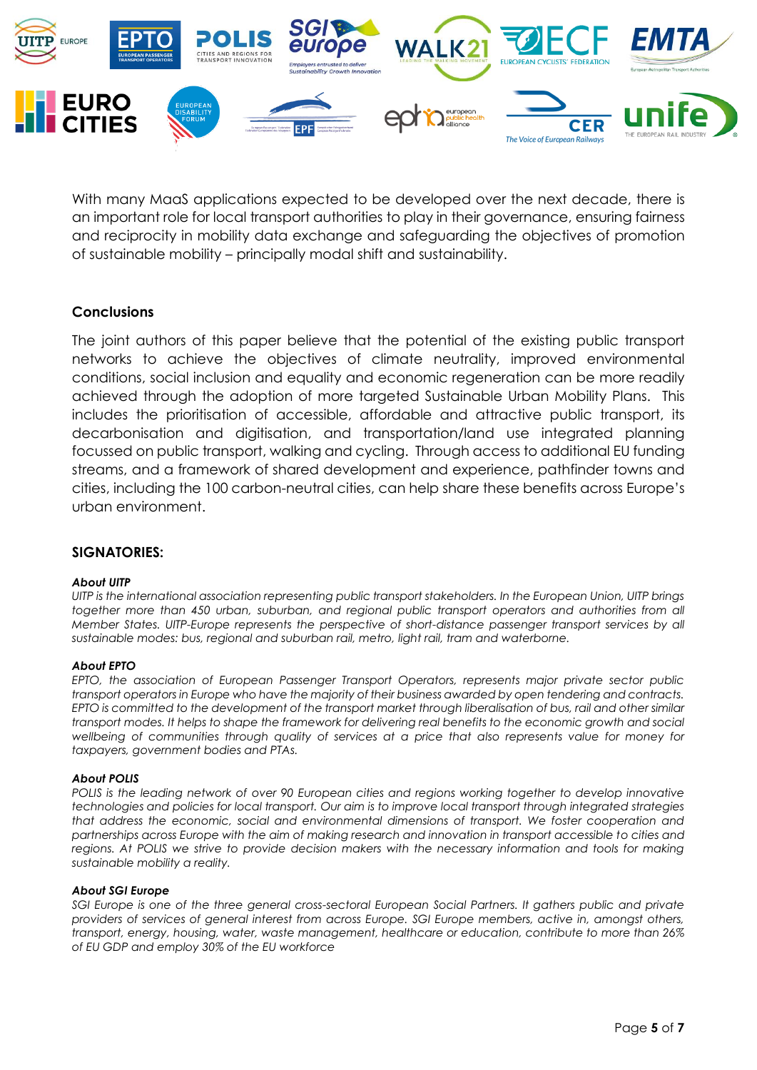With many MaaS applications expected to be developed over the next decade, there is an important role for local transport authorities to play in their governance, ensuring fairness and reciprocity in mobility data exchange and safeguarding the objectives of promotion of sustainable mobility – principally modal shift and sustainability.

## Conclusions

The joint authors of this paper believe that the potential of the existing public transport networks to achieve the objectives of climate neutrality, improved environmental conditions, social inclusion and equality and economic regeneration can be more readily achieved through the adoption of more targeted Sustainable Urban Mobility Plans. This includes the prioritisation of accessible, affordable and attractive public transport, its decarbonisation and digitisation, and transportation/land use integrated planning focussed on public transport, walking and cycling. Through access to additional EU funding streams, and a framework of shared development and experience, pathfinder towns and cities, including the 100 carbon-neutral cities, can help share these benefits across Europe's urban environment.

## SIGNATORIES:

***About UITP***

*UITP is the international association representing public transport stakeholders. In the European Union, UITP brings together more than 450 urban, suburban, and regional public transport operators and authorities from all Member States. UITP-Europe represents the perspective of short-distance passenger transport services by all sustainable modes: bus, regional and suburban rail, metro, light rail, tram and waterborne.*

***About EPTO***

*EPTO, the association of European Passenger Transport Operators, represents major private sector public transport operators in Europe who have the majority of their business awarded by open tendering and contracts. EPTO is committed to the development of the transport market through liberalisation of bus, rail and other similar transport modes. It helps to shape the framework for delivering real benefits to the economic growth and social wellbeing of communities through quality of services at a price that also represents value for money for taxpayers, government bodies and PTAs.*

***About POLIS***

*POLIS is the leading network of over 90 European cities and regions working together to develop innovative technologies and policies for local transport. Our aim is to improve local transport through integrated strategies that address the economic, social and environmental dimensions of transport. We foster cooperation and partnerships across Europe with the aim of making research and innovation in transport accessible to cities and regions. At POLIS we strive to provide decision makers with the necessary information and tools for making sustainable mobility a reality.*

***About SGI Europe***

*SGI Europe is one of the three general cross-sectoral European Social Partners. It gathers public and private providers of services of general interest from across Europe. SGI Europe members, active in, amongst others, transport, energy, housing, water, waste management, healthcare or education, contribute to more than 26% of EU GDP and employ 30% of the EU workforce*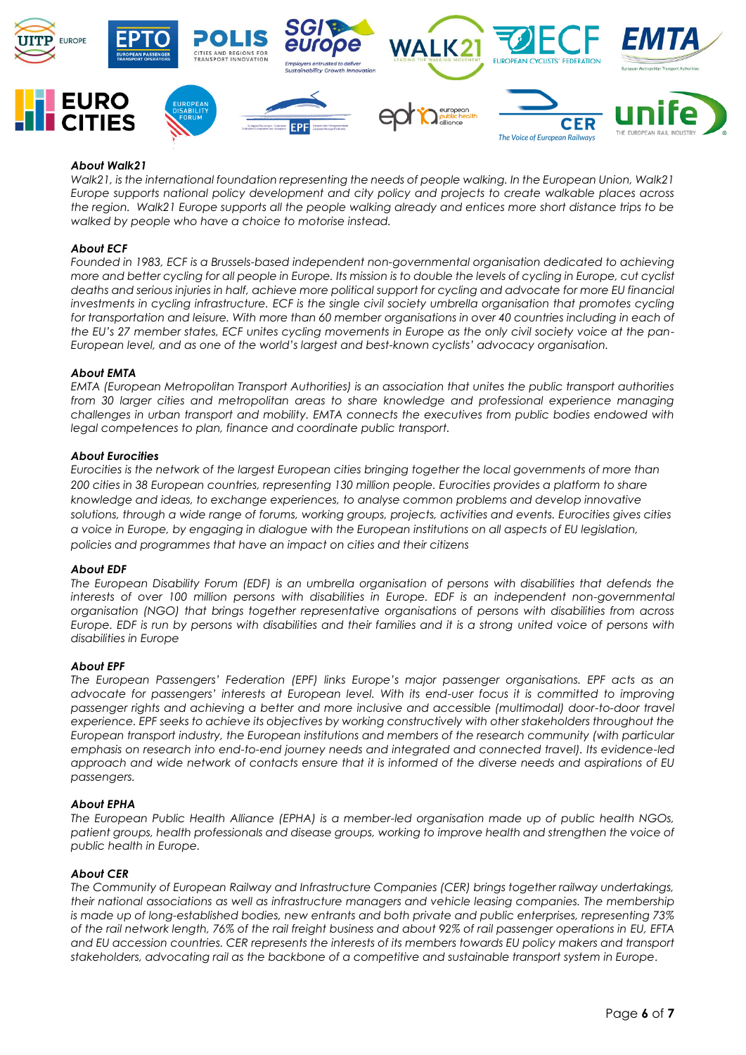***About Walk21***

*Walk21, is the international foundation representing the needs of people walking. In the European Union, Walk21 Europe supports national policy development and city policy and projects to create walkable places across the region. Walk21 Europe supports all the people walking already and entices more short distance trips to be walked by people who have a choice to motorise instead.*

***About ECF***

*Founded in 1983, ECF is a Brussels-based independent non-governmental organisation dedicated to achieving more and better cycling for all people in Europe. Its mission is to double the levels of cycling in Europe, cut cyclist deaths and serious injuries in half, achieve more political support for cycling and advocate for more EU financial investments in cycling infrastructure. ECF is the single civil society umbrella organisation that promotes cycling for transportation and leisure. With more than 60 member organisations in over 40 countries including in each of the EU's 27 member states, ECF unites cycling movements in Europe as the only civil society voice at the pan-European level, and as one of the world's largest and best-known cyclists' advocacy organisation.*

***About EMTA***

*EMTA (European Metropolitan Transport Authorities) is an association that unites the public transport authorities from 30 larger cities and metropolitan areas to share knowledge and professional experience managing challenges in urban transport and mobility. EMTA connects the executives from public bodies endowed with legal competences to plan, finance and coordinate public transport.*

***About Eurocities***

*Eurocities is the network of the largest European cities bringing together the local governments of more than 200 cities in 38 European countries, representing 130 million people. Eurocities provides a platform to share knowledge and ideas, to exchange experiences, to analyse common problems and develop innovative solutions, through a wide range of forums, working groups, projects, activities and events. Eurocities gives cities a voice in Europe, by engaging in dialogue with the European institutions on all aspects of EU legislation, policies and programmes that have an impact on cities and their citizens*

***About EDF***

*The European Disability Forum (EDF) is an umbrella organisation of persons with disabilities that defends the interests of over 100 million persons with disabilities in Europe. EDF is an independent non-governmental organisation (NGO) that brings together representative organisations of persons with disabilities from across Europe. EDF is run by persons with disabilities and their families and it is a strong united voice of persons with disabilities in Europe*

***About EPF***

*The European Passengers' Federation (EPF) links Europe's major passenger organisations. EPF acts as an advocate for passengers' interests at European level. With its end-user focus it is committed to improving passenger rights and achieving a better and more inclusive and accessible (multimodal) door-to-door travel experience. EPF seeks to achieve its objectives by working constructively with other stakeholders throughout the European transport industry, the European institutions and members of the research community (with particular emphasis on research into end-to-end journey needs and integrated and connected travel). Its evidence-led approach and wide network of contacts ensure that it is informed of the diverse needs and aspirations of EU passengers.*

***About EPHA***

*The European Public Health Alliance (EPHA) is a member-led organisation made up of public health NGOs, patient groups, health professionals and disease groups, working to improve health and strengthen the voice of public health in Europe.*

***About CER***

*The Community of European Railway and Infrastructure Companies (CER) brings together railway undertakings, their national associations as well as infrastructure managers and vehicle leasing companies. The membership is made up of long-established bodies, new entrants and both private and public enterprises, representing 73% of the rail network length, 76% of the rail freight business and about 92% of rail passenger operations in EU, EFTA and EU accession countries. CER represents the interests of its members towards EU policy makers and transport stakeholders, advocating rail as the backbone of a competitive and sustainable transport system in Europe.*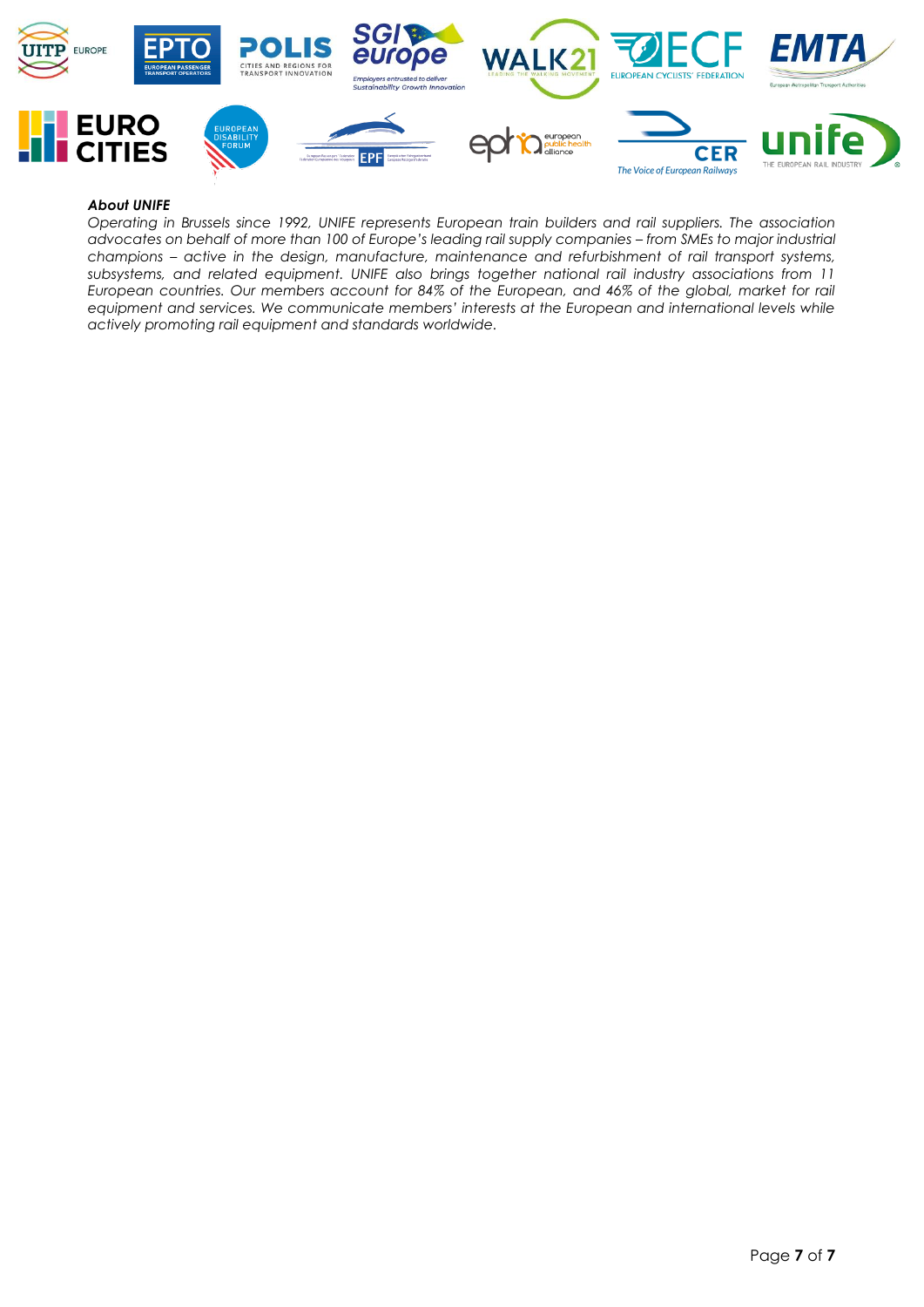***About UNIFE***

*Operating in Brussels since 1992, UNIFE represents European train builders and rail suppliers. The association advocates on behalf of more than 100 of Europe's leading rail supply companies – from SMEs to major industrial champions – active in the design, manufacture, maintenance and refurbishment of rail transport systems, subsystems, and related equipment. UNIFE also brings together national rail industry associations from 11 European countries. Our members account for 84% of the European, and 46% of the global, market for rail equipment and services. We communicate members' interests at the European and international levels while actively promoting rail equipment and standards worldwide.*